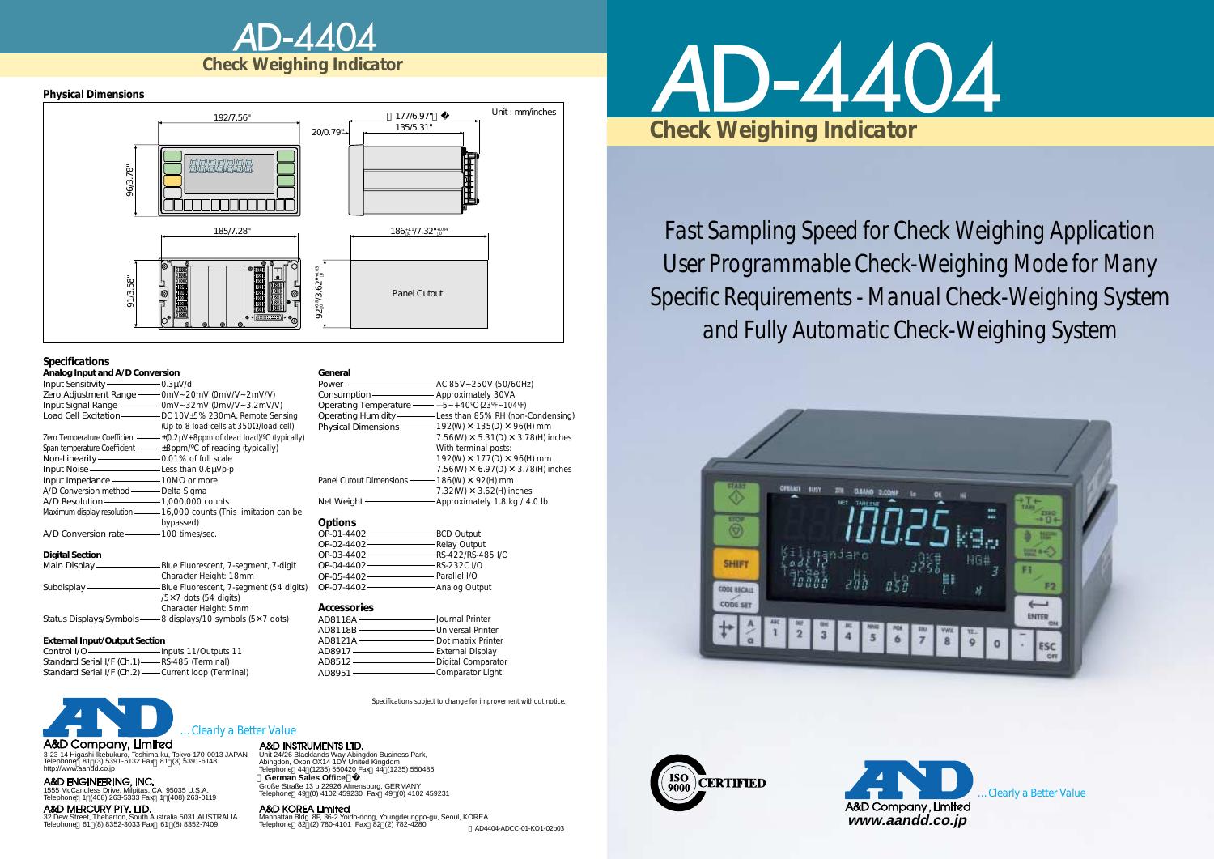# AD-4404

## Check Weighing Indicator

Fast Sampling Speed for Check Weighing Application

User Programmable Check-Weighing Mode for Many Specific Requirements - Manual Check-Weighing System and Fully Automatic Check-Weighing System

### Physical Dimensions

Unit : mm/inches

192/7.56"　96/3.78"　20/0.79"　177/6.97"　135/5.31"　185/7.28"　91/3.58"　$92^{+0.8}_{0}$/$3.62^{+0.03}_{0}$"　$186^{+1.1}_{0}$/$7.32^{+0.04}_{0}$"

Panel Cutout

### Specifications

**Analog Input and A/D Conversion**

| Item | Value |
|---|---|
| Input Sensitivity | 0.3µV/d |
| Zero Adjustment Range | 0mV~20mV (0mV/V~2mV/V) |
| Input Signal Range | 0mV~32mV (0mV/V~3.2mV/V) |
| Load Cell Excitation | DC 10V±5% 230mA, Remote Sensing (Up to 8 load cells at 350Ω/load cell) |
| Zero Temperature Coefficient | ±(0.2µV+8ppm of dead load)/ºC (typically) |
| Span temperature Coefficient | ±8ppm/ºC of reading (typically) |
| Non-Linearity | 0.01% of full scale |
| Input Noise | Less than 0.6µVp-p |
| Input Impedance | 10MΩ or more |
| A/D Conversion method | Delta Sigma |
| A/D Resolution | 1,000,000 counts |
| Maximum display resolution | 16,000 counts (This limitation can be bypassed) |
| A/D Conversion rate | 100 times/sec. |

**Digital Section**

| Item | Value |
|---|---|
| Main Display | Blue Fluorescent, 7-segment, 7-digit Character Height: 18mm |
| Subdisplay | Blue Fluorescent, 7-segment (54 digits) /5×7 dots (54 digits) Character Height: 5mm |
| Status Displays/Symbols | 8 displays/10 symbols (5×7 dots) |

**External Input/Output Section**

| Item | Value |
|---|---|
| Control I/O | Inputs 11/Outputs 11 |
| Standard Serial I/F (Ch.1) | RS-485 (Terminal) |
| Standard Serial I/F (Ch.2) | Current loop (Terminal) |

**General**

| Item | Value |
|---|---|
| Power | AC 85V~250V (50/60Hz) |
| Consumption | Approximately 30VA |
| Operating Temperature | –5~+40ºC (23ºF~104ºF) |
| Operating Humidity | Less than 85% RH (non-Condensing) |
| Physical Dimensions | 192(W) × 135(D) × 96(H) mm<br>7.56(W) × 5.31(D) × 3.78(H) inches<br>With terminal posts:<br>192(W) × 177(D) × 96(H) mm<br>7.56(W) × 6.97(D) × 3.78(H) inches |
| Panel Cutout Dimensions | 186(W) × 92(H) mm<br>7.32(W) × 3.62(H) inches |
| Net Weight | Approximately 1.8 kg / 4.0 lb |

**Options**

| Model | Description |
|---|---|
| OP-01-4402 | BCD Output |
| OP-02-4402 | Relay Output |
| OP-03-4402 | RS-422/RS-485 I/O |
| OP-04-4402 | RS-232C I/O |
| OP-05-4402 | Parallel I/O |
| OP-07-4402 | Analog Output |

**Accessories**

| Model | Description |
|---|---|
| AD8118A | Journal Printer |
| AD8118B | Universal Printer |
| AD8121A | Dot matrix Printer |
| AD8917 | External Display |
| AD8512 | Digital Comparator |
| AD8951 | Comparator Light |

Specifications subject to change for improvement without notice.

...Clearly a Better Value

**A&D Company, Limited**
3-23-14 Higashi-Ikebukuro, Toshima-ku, Tokyo 170-0013 JAPAN
Telephone: [81] (3) 5391-6132 Fax: [81] (3) 5391-6148
http://www.aandd.co.jp

**A&D ENGINEERING, INC.**
1555 McCandless Drive, Milpitas, CA. 95035 U.S.A.
Telephone: [1] (408) 263-5333 Fax: [1] (408) 263-0119

**A&D MERCURY PTY. LTD.**
32 Dew Street, Thebarton, South Australia 5031 AUSTRALIA
Telephone: [61] (8) 8352-3033 Fax: [61] (8) 8352-7409

**A&D INSTRUMENTS LTD.**
Unit 24/26 Blacklands Way Abingdon Business Park, Abingdon, Oxon OX14 1DY United Kingdom
Telephone: [44] (1235) 550420 Fax: [44] (1235) 550485

**German Sales Office**
Große Straße 13 b 22926 Ahrensburg, GERMANY
Telephone: [49] (0) 4102 459230 Fax: [49] (0) 4102 459231

**A&D KOREA Limited**
Manhattan Bldg. 8F, 36-2 Yoido-dong, Youngdeungpo-gu, Seoul, KOREA
Telephone: [82] (2) 780-4101 Fax: [82] (2) 782-4280

AD4404-ADCC-01-KO1-02b03

ISO 9000 CERTIFIED

A&D Company, Limited
www.aandd.co.jp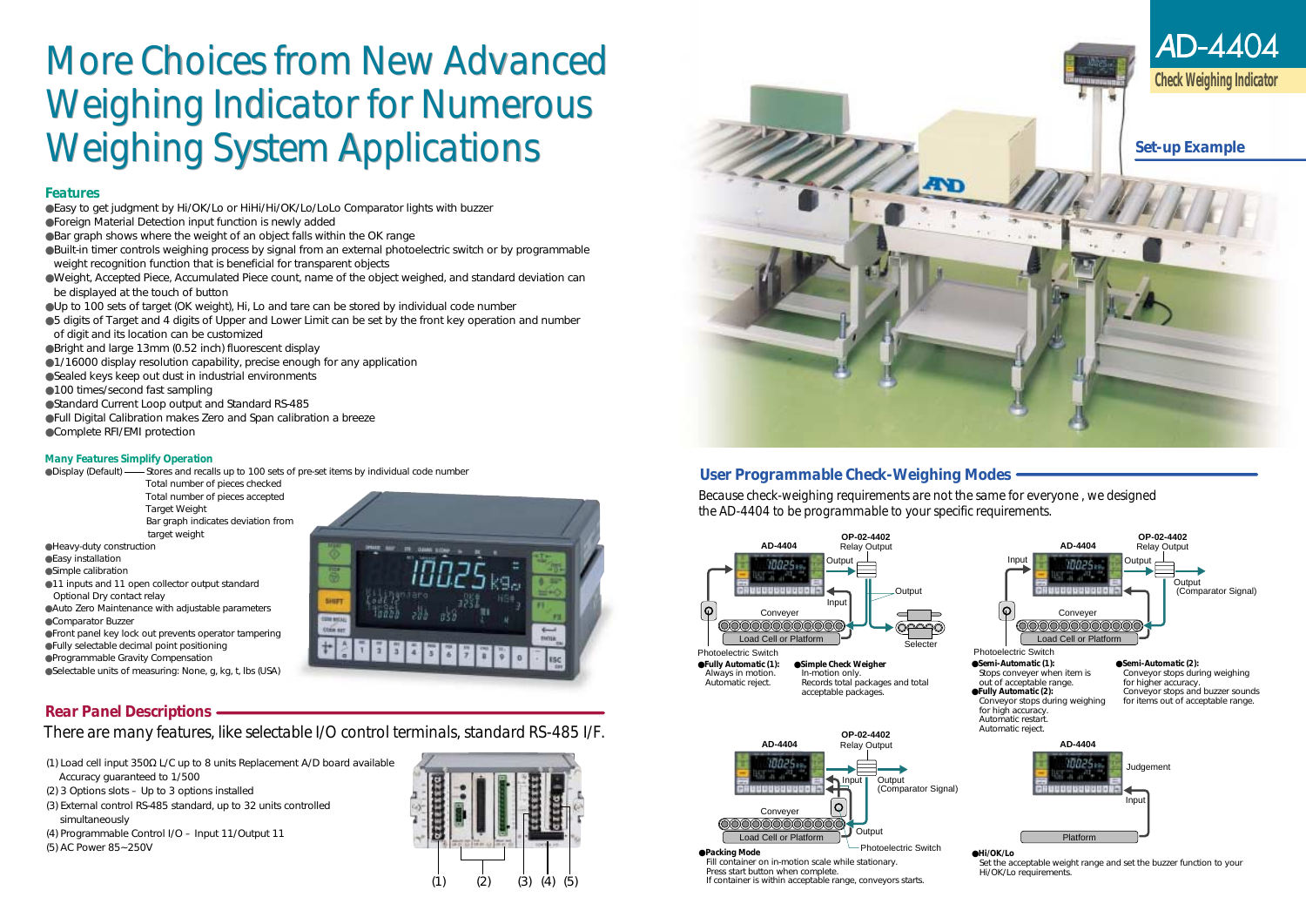# More Choices from New Advanced Weighing Indicator for Numerous Weighing System Applications

## Features

- Easy to get judgment by Hi/OK/Lo or HiHi/Hi/OK/Lo/LoLo Comparator lights with buzzer
- Foreign Material Detection input function is newly added
- Bar graph shows where the weight of an object falls within the OK range
- Built-in timer controls weighing process by signal from an external photoelectric switch or by programmable weight recognition function that is beneficial for transparent objects
- Weight, Accepted Piece, Accumulated Piece count, name of the object weighed, and standard deviation can be displayed at the touch of button
- Up to 100 sets of target (OK weight), Hi, Lo and tare can be stored by individual code number
- 5 digits of Target and 4 digits of Upper and Lower Limit can be set by the front key operation and number of digit and its location can be customized
- Bright and large 13mm (0.52 inch) fluorescent display
- 1/16000 display resolution capability, precise enough for any application
- Sealed keys keep out dust in industrial environments
- 100 times/second fast sampling
- Standard Current Loop output and Standard RS-485
- Full Digital Calibration makes Zero and Span calibration a breeze
- Complete RFI/EMI protection

### Many Features Simplify Operation

- Display (Default) —— Stores and recalls up to 100 sets of pre-set items by individual code number
  - Total number of pieces checked
  - Total number of pieces accepted
  - Target Weight
  - Bar graph indicates deviation from target weight
- Heavy-duty construction
- Easy installation
- Simple calibration
- 11 inputs and 11 open collector output standard Optional Dry contact relay
- Auto Zero Maintenance with adjustable parameters
- Comparator Buzzer
- Front panel key lock out prevents operator tampering
- Fully selectable decimal point positioning
- Programmable Gravity Compensation
- Selectable units of measuring: None, g, kg, t, lbs (USA)

## Rear Panel Descriptions

There are many features, like selectable I/O control terminals, standard RS-485 I/F.

(1) Load cell input 350Ω L/C up to 8 units Replacement A/D board available Accuracy guaranteed to 1/500
(2) 3 Options slots – Up to 3 options installed
(3) External control RS-485 standard, up to 32 units controlled simultaneously
(4) Programmable Control I/O – Input 11/Output 11
(5) AC Power 85~250V

(1) (2) (3) (4) (5)

# AD-4404

## Check Weighing Indicator

### Set-up Example

## User Programmable Check-Weighing Modes

Because check-weighing requirements are not the same for everyone , we designed the AD-4404 to be programmable to your specific requirements.

AD-4404
OP-02-4402 Relay Output
Output
Output
Input
Conveyer
Load Cell or Platform
Selecter
Photoelectric Switch

- **Fully Automatic (1):** Always in motion. Automatic reject.
- **Simple Check Weigher** In-motion only. Records total packages and total acceptable packages.

AD-4404
OP-02-4402 Relay Output
Input
Output
Output (Comparator Signal)
Conveyer
Load Cell or Platform
Photoelectric Switch

- **Semi-Automatic (1):** Stops conveyer when item is out of acceptable range.
- **Fully Automatic (2):** Conveyor stops during weighing for high accuracy. Automatic restart. Automatic reject.
- **Semi-Automatic (2):** Conveyor stops during weighing for higher accuracy. Conveyor stops and buzzer sounds for items out of acceptable range.

AD-4404
OP-02-4402 Relay Output
Input
Output (Comparator Signal)
Conveyer
Output
Load Cell or Platform
Photoelectric Switch

- **Packing Mode** Fill container on in-motion scale while stationary. Press start button when complete. If container is within acceptable range, conveyors starts.

AD-4404
Judgement
Input
Platform

- **Hi/OK/Lo** Set the acceptable weight range and set the buzzer function to your Hi/OK/Lo requirements.